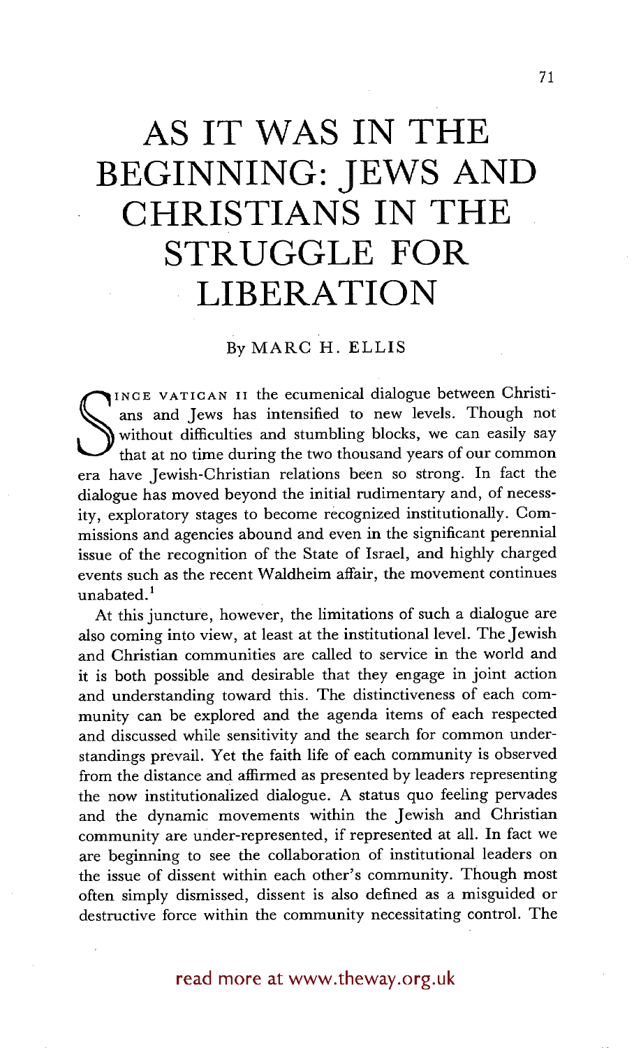# AS IT WAS IN THE BEGINNING: JEWS AND CHRISTIANS IN THE STRUGGLE FOR LIBERATION

By MARC H. ELLIS

Since Vatican II the ecumenical dialogue between Christians and Jews has intensified to new levels. Though not without difficulties and stumbling blocks, we can easily say that at no time during the two thousand years of our common era have Jewish-Christian relations been so strong. In fact the dialogue has moved beyond the initial rudimentary and, of necessity, exploratory stages to become recognized institutionally. Commissions and agencies abound and even in the significant perennial issue of the recognition of the State of Israel, and highly charged events such as the recent Waldheim affair, the movement continues unabated.[1]

At this juncture, however, the limitations of such a dialogue are also coming into view, at least at the institutional level. The Jewish and Christian communities are called to service in the world and it is both possible and desirable that they engage in joint action and understanding toward this. The distinctiveness of each community can be explored and the agenda items of each respected and discussed while sensitivity and the search for common understandings prevail. Yet the faith life of each community is observed from the distance and affirmed as presented by leaders representing the now institutionalized dialogue. A status quo feeling pervades and the dynamic movements within the Jewish and Christian community are under-represented, if represented at all. In fact we are beginning to see the collaboration of institutional leaders on the issue of dissent within each other's community. Though most often simply dismissed, dissent is also defined as a misguided or destructive force within the community necessitating control. The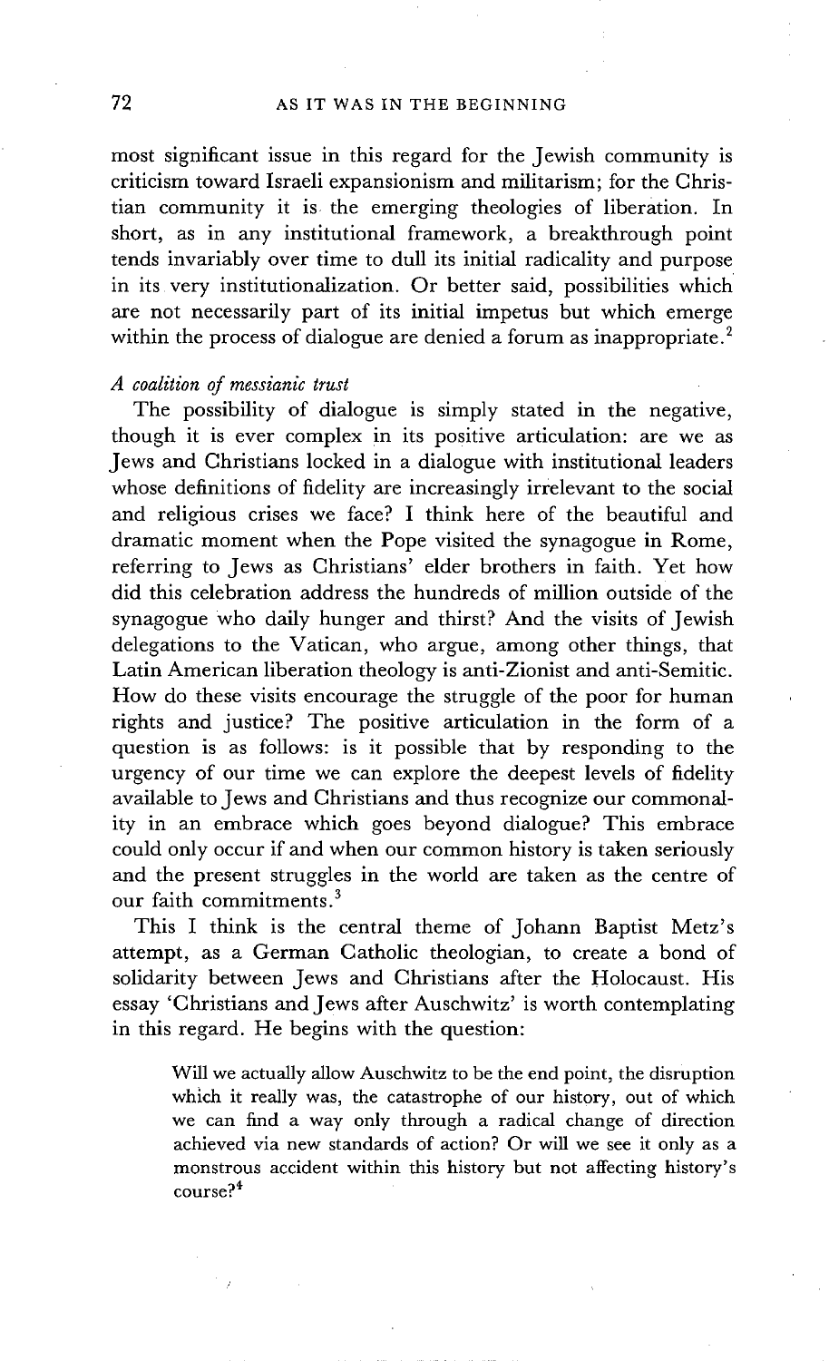most significant issue in this regard for the Jewish community is criticism toward Israeli expansionism and militarism; for the Christian community it is the emerging theologies of liberation. In short, as in any institutional framework, a breakthrough point tends invariably over time to dull its initial radicality and purpose in its very institutionalization. Or better said, possibilities which are not necessarily part of its initial impetus but which emerge within the process of dialogue are denied a forum as inappropriate.[2]

*A coalition of messianic trust*

The possibility of dialogue is simply stated in the negative, though it is ever complex in its positive articulation: are we as Jews and Christians locked in a dialogue with institutional leaders whose definitions of fidelity are increasingly irrelevant to the social and religious crises we face? I think here of the beautiful and dramatic moment when the Pope visited the synagogue in Rome, referring to Jews as Christians' elder brothers in faith. Yet how did this celebration address the hundreds of million outside of the synagogue who daily hunger and thirst? And the visits of Jewish delegations to the Vatican, who argue, among other things, that Latin American liberation theology is anti-Zionist and anti-Semitic. How do these visits encourage the struggle of the poor for human rights and justice? The positive articulation in the form of a question is as follows: is it possible that by responding to the urgency of our time we can explore the deepest levels of fidelity available to Jews and Christians and thus recognize our commonality in an embrace which goes beyond dialogue? This embrace could only occur if and when our common history is taken seriously and the present struggles in the world are taken as the centre of our faith commitments.[3]

This I think is the central theme of Johann Baptist Metz's attempt, as a German Catholic theologian, to create a bond of solidarity between Jews and Christians after the Holocaust. His essay 'Christians and Jews after Auschwitz' is worth contemplating in this regard. He begins with the question:

> Will we actually allow Auschwitz to be the end point, the disruption which it really was, the catastrophe of our history, out of which we can find a way only through a radical change of direction achieved via new standards of action? Or will we see it only as a monstrous accident within this history but not affecting history's course?[4]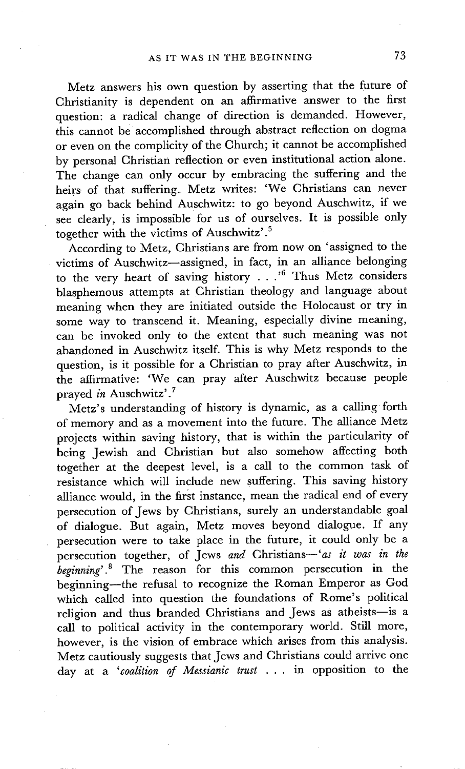Metz answers his own question by asserting that the future of Christianity is dependent on an affirmative answer to the first question: a radical change of direction is demanded. However, this cannot be accomplished through abstract reflection on dogma or even on the complicity of the Church; it cannot be accomplished by personal Christian reflection or even institutional action alone. The change can only occur by embracing the suffering and the heirs of that suffering. Metz writes: 'We Christians can never again go back behind Auschwitz: to go beyond Auschwitz, if we see clearly, is impossible for us of ourselves. It is possible only together with the victims of Auschwitz'.[5]

According to Metz, Christians are from now on 'assigned to the victims of Auschwitz—assigned, in fact, in an alliance belonging to the very heart of saving history . . .'[6] Thus Metz considers blasphemous attempts at Christian theology and language about meaning when they are initiated outside the Holocaust or try in some way to transcend it. Meaning, especially divine meaning, can be invoked only to the extent that such meaning was not abandoned in Auschwitz itself. This is why Metz responds to the question, is it possible for a Christian to pray after Auschwitz, in the affirmative: 'We can pray after Auschwitz because people prayed *in* Auschwitz'.[7]

Metz's understanding of history is dynamic, as a calling forth of memory and as a movement into the future. The alliance Metz projects within saving history, that is within the particularity of being Jewish and Christian but also somehow affecting both together at the deepest level, is a call to the common task of resistance which will include new suffering. This saving history alliance would, in the first instance, mean the radical end of every persecution of Jews by Christians, surely an understandable goal of dialogue. But again, Metz moves beyond dialogue. If any persecution were to take place in the future, it could only be a persecution together, of Jews *and* Christians—'*as it was in the beginning*'.[8] The reason for this common persecution in the beginning—the refusal to recognize the Roman Emperor as God which called into question the foundations of Rome's political religion and thus branded Christians and Jews as atheists—is a call to political activity in the contemporary world. Still more, however, is the vision of embrace which arises from this analysis. Metz cautiously suggests that Jews and Christians could arrive one day at a '*coalition of Messianic trust* . . . in opposition to the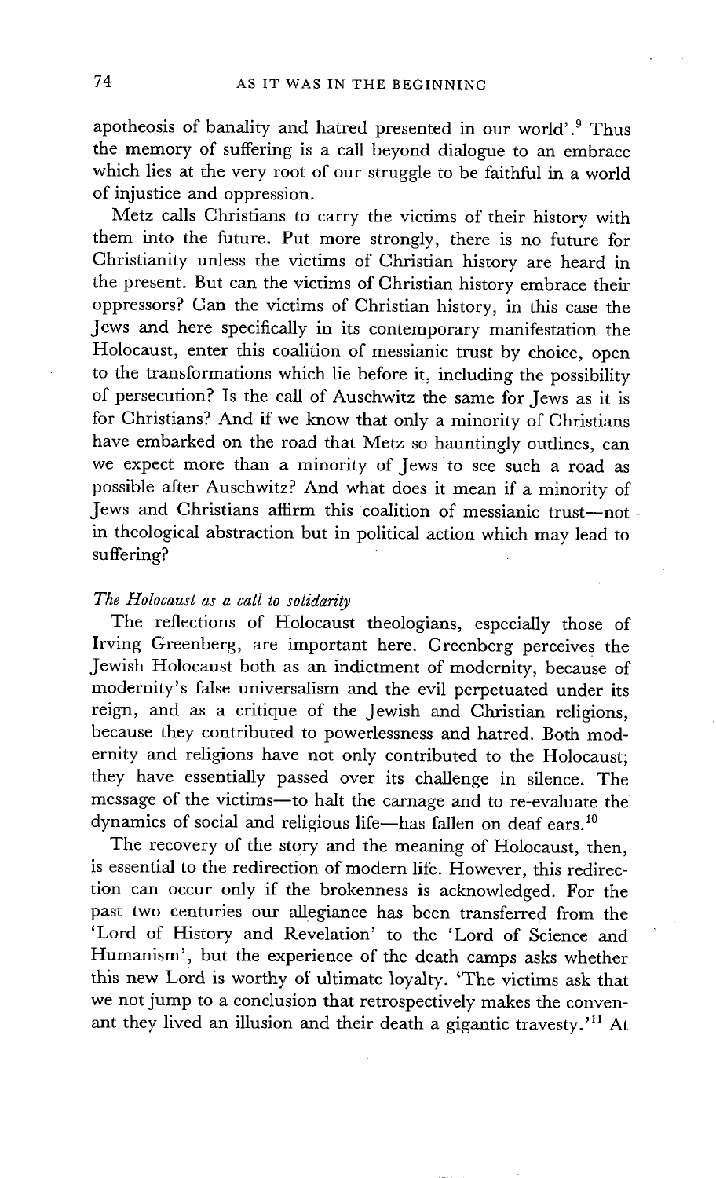apotheosis of banality and hatred presented in our world'.[9] Thus the memory of suffering is a call beyond dialogue to an embrace which lies at the very root of our struggle to be faithful in a world of injustice and oppression.

Metz calls Christians to carry the victims of their history with them into the future. Put more strongly, there is no future for Christianity unless the victims of Christian history are heard in the present. But can the victims of Christian history embrace their oppressors? Can the victims of Christian history, in this case the Jews and here specifically in its contemporary manifestation the Holocaust, enter this coalition of messianic trust by choice, open to the transformations which lie before it, including the possibility of persecution? Is the call of Auschwitz the same for Jews as it is for Christians? And if we know that only a minority of Christians have embarked on the road that Metz so hauntingly outlines, can we expect more than a minority of Jews to see such a road as possible after Auschwitz? And what does it mean if a minority of Jews and Christians affirm this coalition of messianic trust—not in theological abstraction but in political action which may lead to suffering?

*The Holocaust as a call to solidarity*

The reflections of Holocaust theologians, especially those of Irving Greenberg, are important here. Greenberg perceives the Jewish Holocaust both as an indictment of modernity, because of modernity's false universalism and the evil perpetuated under its reign, and as a critique of the Jewish and Christian religions, because they contributed to powerlessness and hatred. Both modernity and religions have not only contributed to the Holocaust; they have essentially passed over its challenge in silence. The message of the victims—to halt the carnage and to re-evaluate the dynamics of social and religious life—has fallen on deaf ears.[10]

The recovery of the story and the meaning of Holocaust, then, is essential to the redirection of modern life. However, this redirection can occur only if the brokenness is acknowledged. For the past two centuries our allegiance has been transferred from the 'Lord of History and Revelation' to the 'Lord of Science and Humanism', but the experience of the death camps asks whether this new Lord is worthy of ultimate loyalty. 'The victims ask that we not jump to a conclusion that retrospectively makes the convenant they lived an illusion and their death a gigantic travesty.'[11] At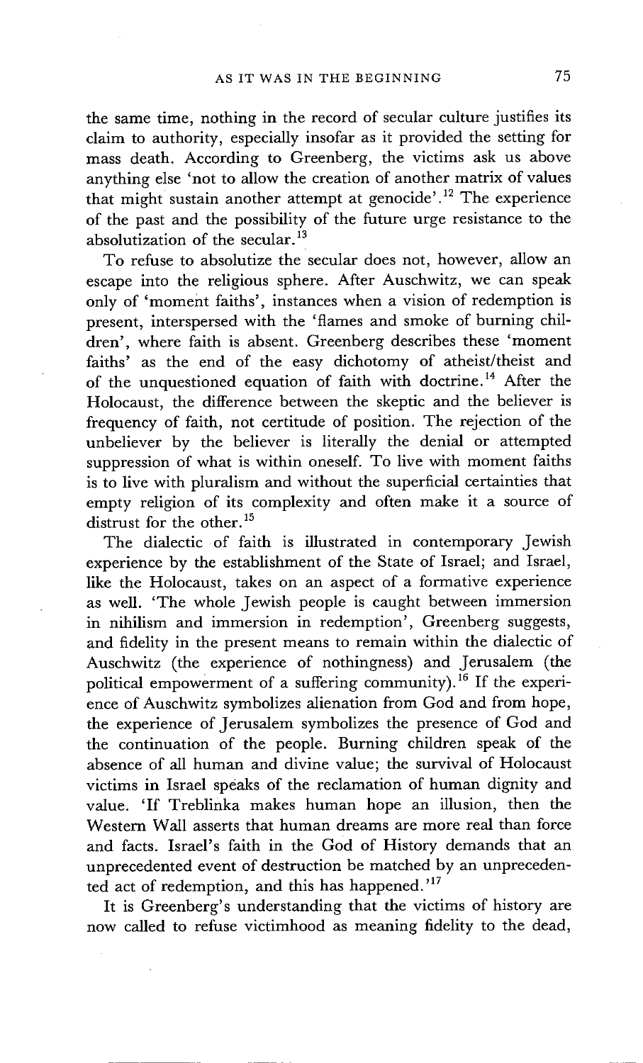the same time, nothing in the record of secular culture justifies its claim to authority, especially insofar as it provided the setting for mass death. According to Greenberg, the victims ask us above anything else 'not to allow the creation of another matrix of values that might sustain another attempt at genocide'.[12] The experience of the past and the possibility of the future urge resistance to the absolutization of the secular.[13]

To refuse to absolutize the secular does not, however, allow an escape into the religious sphere. After Auschwitz, we can speak only of 'moment faiths', instances when a vision of redemption is present, interspersed with the 'flames and smoke of burning children', where faith is absent. Greenberg describes these 'moment faiths' as the end of the easy dichotomy of atheist/theist and of the unquestioned equation of faith with doctrine.[14] After the Holocaust, the difference between the skeptic and the believer is frequency of faith, not certitude of position. The rejection of the unbeliever by the believer is literally the denial or attempted suppression of what is within oneself. To live with moment faiths is to live with pluralism and without the superficial certainties that empty religion of its complexity and often make it a source of distrust for the other.[15]

The dialectic of faith is illustrated in contemporary Jewish experience by the establishment of the State of Israel; and Israel, like the Holocaust, takes on an aspect of a formative experience as well. 'The whole Jewish people is caught between immersion in nihilism and immersion in redemption', Greenberg suggests, and fidelity in the present means to remain within the dialectic of Auschwitz (the experience of nothingness) and Jerusalem (the political empowerment of a suffering community).[16] If the experience of Auschwitz symbolizes alienation from God and from hope, the experience of Jerusalem symbolizes the presence of God and the continuation of the people. Burning children speak of the absence of all human and divine value; the survival of Holocaust victims in Israel speaks of the reclamation of human dignity and value. 'If Treblinka makes human hope an illusion, then the Western Wall asserts that human dreams are more real than force and facts. Israel's faith in the God of History demands that an unprecedented event of destruction be matched by an unprecedented act of redemption, and this has happened.'[17]

It is Greenberg's understanding that the victims of history are now called to refuse victimhood as meaning fidelity to the dead,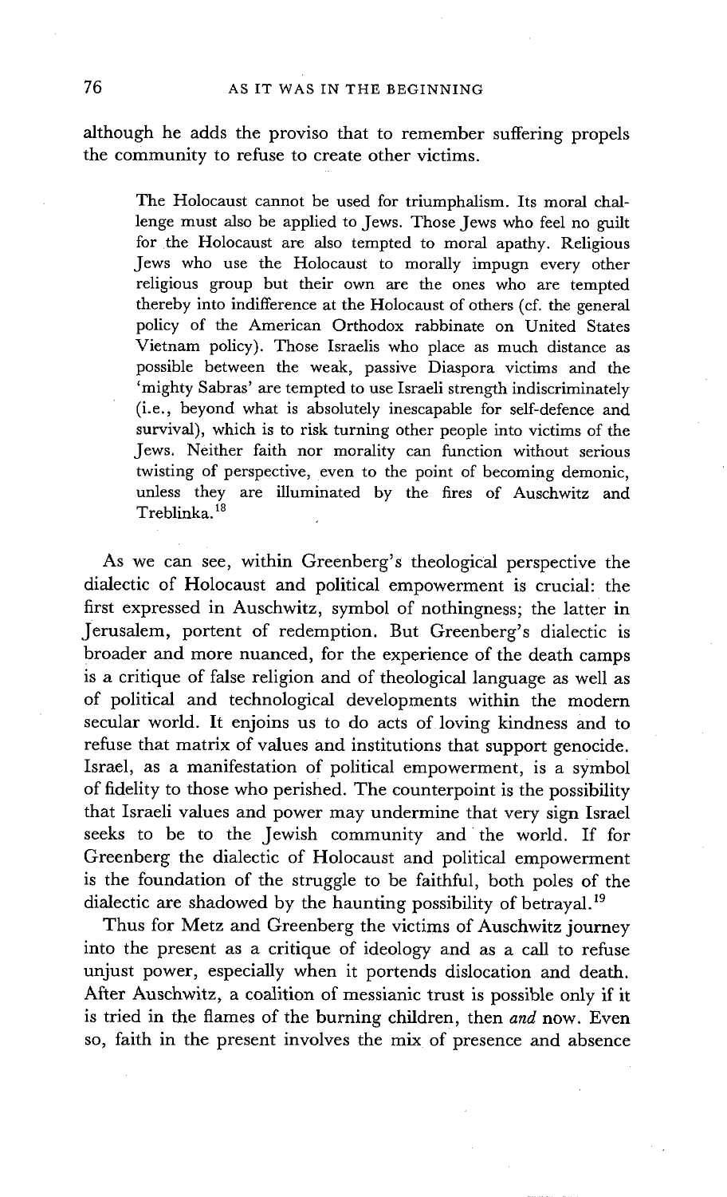although he adds the proviso that to remember suffering propels the community to refuse to create other victims.

> The Holocaust cannot be used for triumphalism. Its moral challenge must also be applied to Jews. Those Jews who feel no guilt for the Holocaust are also tempted to moral apathy. Religious Jews who use the Holocaust to morally impugn every other religious group but their own are the ones who are tempted thereby into indifference at the Holocaust of others (cf. the general policy of the American Orthodox rabbinate on United States Vietnam policy). Those Israelis who place as much distance as possible between the weak, passive Diaspora victims and the 'mighty Sabras' are tempted to use Israeli strength indiscriminately (i.e., beyond what is absolutely inescapable for self-defence and survival), which is to risk turning other people into victims of the Jews. Neither faith nor morality can function without serious twisting of perspective, even to the point of becoming demonic, unless they are illuminated by the fires of Auschwitz and Treblinka.[18]

As we can see, within Greenberg's theological perspective the dialectic of Holocaust and political empowerment is crucial: the first expressed in Auschwitz, symbol of nothingness; the latter in Jerusalem, portent of redemption. But Greenberg's dialectic is broader and more nuanced, for the experience of the death camps is a critique of false religion and of theological language as well as of political and technological developments within the modern secular world. It enjoins us to do acts of loving kindness and to refuse that matrix of values and institutions that support genocide. Israel, as a manifestation of political empowerment, is a symbol of fidelity to those who perished. The counterpoint is the possibility that Israeli values and power may undermine that very sign Israel seeks to be to the Jewish community and the world. If for Greenberg the dialectic of Holocaust and political empowerment is the foundation of the struggle to be faithful, both poles of the dialectic are shadowed by the haunting possibility of betrayal.[19]

Thus for Metz and Greenberg the victims of Auschwitz journey into the present as a critique of ideology and as a call to refuse unjust power, especially when it portends dislocation and death. After Auschwitz, a coalition of messianic trust is possible only if it is tried in the flames of the burning children, then *and* now. Even so, faith in the present involves the mix of presence and absence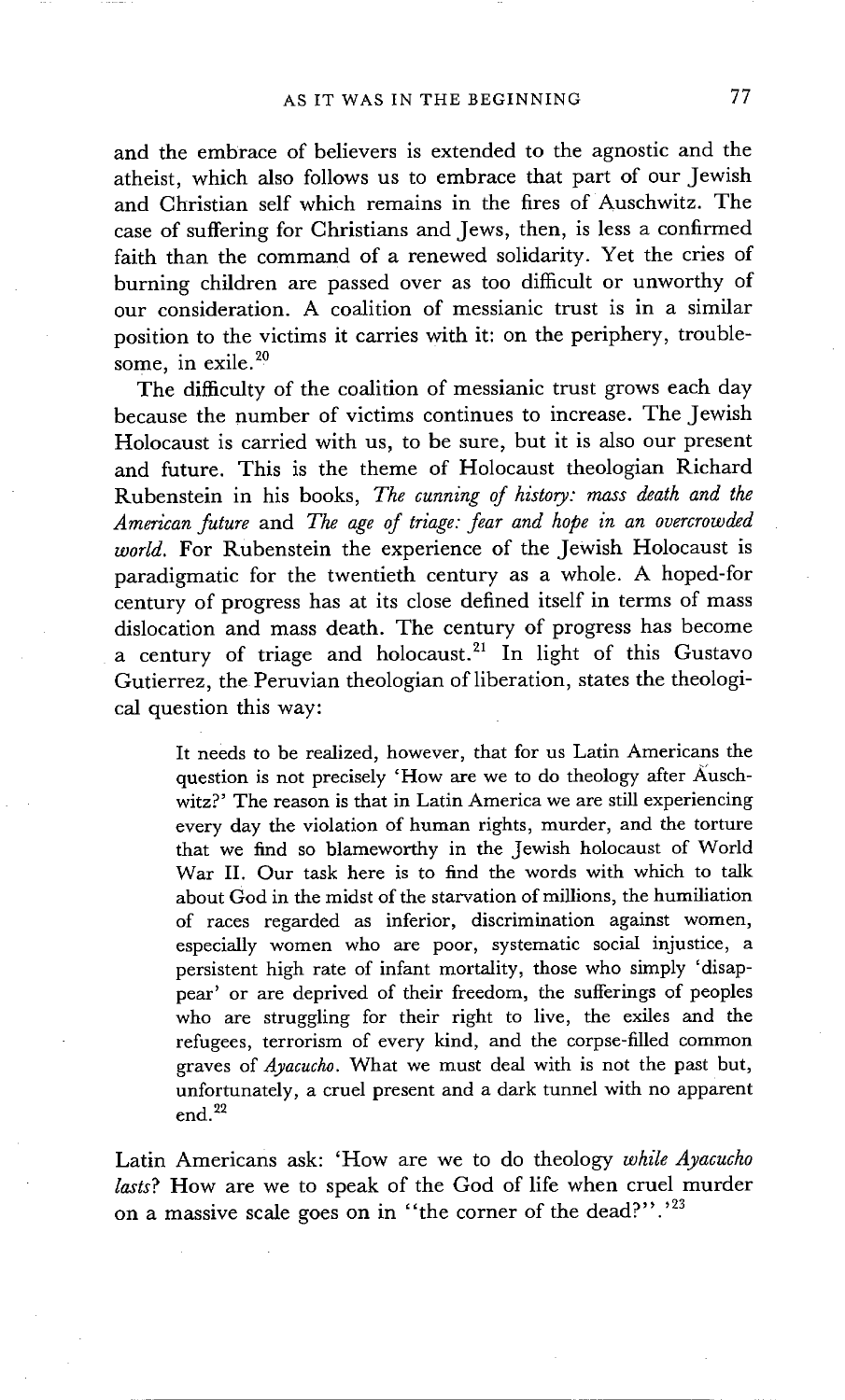and the embrace of believers is extended to the agnostic and the atheist, which also follows us to embrace that part of our Jewish and Christian self which remains in the fires of Auschwitz. The case of suffering for Christians and Jews, then, is less a confirmed faith than the command of a renewed solidarity. Yet the cries of burning children are passed over as too difficult or unworthy of our consideration. A coalition of messianic trust is in a similar position to the victims it carries with it: on the periphery, troublesome, in exile.[20]

The difficulty of the coalition of messianic trust grows each day because the number of victims continues to increase. The Jewish Holocaust is carried with us, to be sure, but it is also our present and future. This is the theme of Holocaust theologian Richard Rubenstein in his books, *The cunning of history: mass death and the American future* and *The age of triage: fear and hope in an overcrowded world.* For Rubenstein the experience of the Jewish Holocaust is paradigmatic for the twentieth century as a whole. A hoped-for century of progress has at its close defined itself in terms of mass dislocation and mass death. The century of progress has become a century of triage and holocaust.[21] In light of this Gustavo Gutierrez, the Peruvian theologian of liberation, states the theological question this way:

> It needs to be realized, however, that for us Latin Americans the question is not precisely 'How are we to do theology after Auschwitz?' The reason is that in Latin America we are still experiencing every day the violation of human rights, murder, and the torture that we find so blameworthy in the Jewish holocaust of World War II. Our task here is to find the words with which to talk about God in the midst of the starvation of millions, the humiliation of races regarded as inferior, discrimination against women, especially women who are poor, systematic social injustice, a persistent high rate of infant mortality, those who simply 'disappear' or are deprived of their freedom, the sufferings of peoples who are struggling for their right to live, the exiles and the refugees, terrorism of every kind, and the corpse-filled common graves of *Ayacucho*. What we must deal with is not the past but, unfortunately, a cruel present and a dark tunnel with no apparent end.[22]

Latin Americans ask: 'How are we to do theology *while Ayacucho lasts*? How are we to speak of the God of life when cruel murder on a massive scale goes on in "the corner of the dead?".'[23]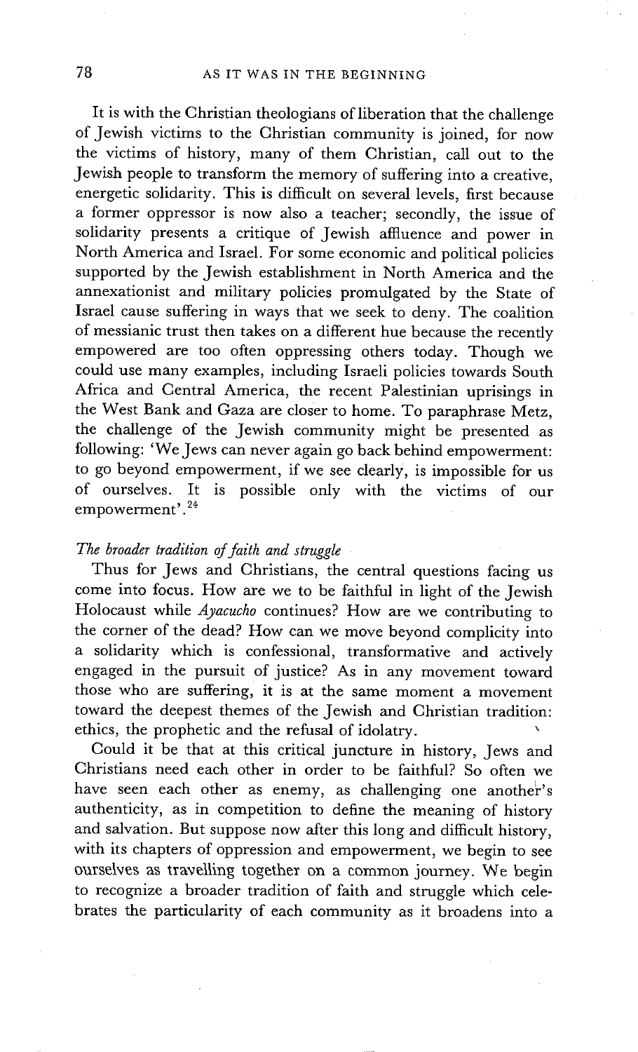It is with the Christian theologians of liberation that the challenge of Jewish victims to the Christian community is joined, for now the victims of history, many of them Christian, call out to the Jewish people to transform the memory of suffering into a creative, energetic solidarity. This is difficult on several levels, first because a former oppressor is now also a teacher; secondly, the issue of solidarity presents a critique of Jewish affluence and power in North America and Israel. For some economic and political policies supported by the Jewish establishment in North America and the annexationist and military policies promulgated by the State of Israel cause suffering in ways that we seek to deny. The coalition of messianic trust then takes on a different hue because the recently empowered are too often oppressing others today. Though we could use many examples, including Israeli policies towards South Africa and Central America, the recent Palestinian uprisings in the West Bank and Gaza are closer to home. To paraphrase Metz, the challenge of the Jewish community might be presented as following: 'We Jews can never again go back behind empowerment: to go beyond empowerment, if we see clearly, is impossible for us of ourselves. It is possible only with the victims of our empowerment'.[24]

*The broader tradition of faith and struggle*

Thus for Jews and Christians, the central questions facing us come into focus. How are we to be faithful in light of the Jewish Holocaust while *Ayacucho* continues? How are we contributing to the corner of the dead? How can we move beyond complicity into a solidarity which is confessional, transformative and actively engaged in the pursuit of justice? As in any movement toward those who are suffering, it is at the same moment a movement toward the deepest themes of the Jewish and Christian tradition: ethics, the prophetic and the refusal of idolatry.

Could it be that at this critical juncture in history, Jews and Christians need each other in order to be faithful? So often we have seen each other as enemy, as challenging one another's authenticity, as in competition to define the meaning of history and salvation. But suppose now after this long and difficult history, with its chapters of oppression and empowerment, we begin to see ourselves as travelling together on a common journey. We begin to recognize a broader tradition of faith and struggle which celebrates the particularity of each community as it broadens into a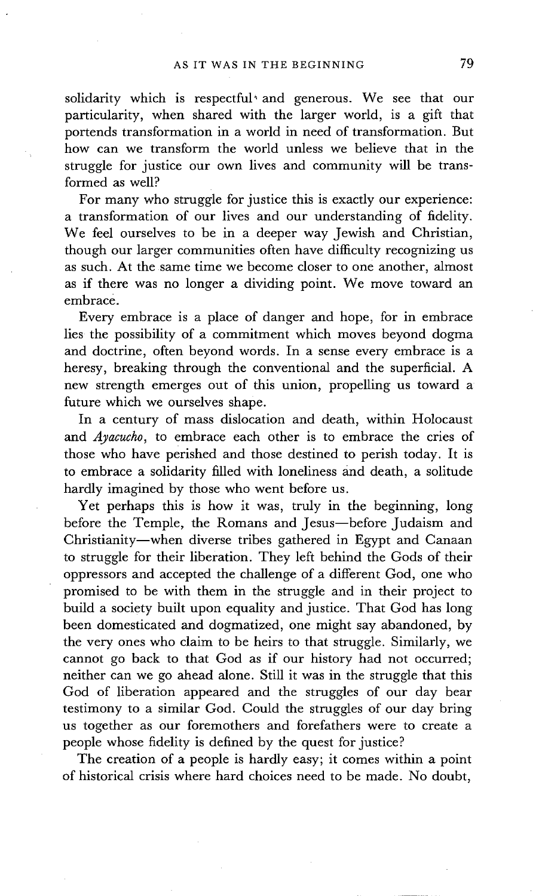solidarity which is respectful and generous. We see that our particularity, when shared with the larger world, is a gift that portends transformation in a world in need of transformation. But how can we transform the world unless we believe that in the struggle for justice our own lives and community will be transformed as well?

For many who struggle for justice this is exactly our experience: a transformation of our lives and our understanding of fidelity. We feel ourselves to be in a deeper way Jewish and Christian, though our larger communities often have difficulty recognizing us as such. At the same time we become closer to one another, almost as if there was no longer a dividing point. We move toward an embrace.

Every embrace is a place of danger and hope, for in embrace lies the possibility of a commitment which moves beyond dogma and doctrine, often beyond words. In a sense every embrace is a heresy, breaking through the conventional and the superficial. A new strength emerges out of this union, propelling us toward a future which we ourselves shape.

In a century of mass dislocation and death, within Holocaust and *Ayacucho*, to embrace each other is to embrace the cries of those who have perished and those destined to perish today. It is to embrace a solidarity filled with loneliness and death, a solitude hardly imagined by those who went before us.

Yet perhaps this is how it was, truly in the beginning, long before the Temple, the Romans and Jesus—before Judaism and Christianity—when diverse tribes gathered in Egypt and Canaan to struggle for their liberation. They left behind the Gods of their oppressors and accepted the challenge of a different God, one who promised to be with them in the struggle and in their project to build a society built upon equality and justice. That God has long been domesticated and dogmatized, one might say abandoned, by the very ones who claim to be heirs to that struggle. Similarly, we cannot go back to that God as if our history had not occurred; neither can we go ahead alone. Still it was in the struggle that this God of liberation appeared and the struggles of our day bear testimony to a similar God. Could the struggles of our day bring us together as our foremothers and forefathers were to create a people whose fidelity is defined by the quest for justice?

The creation of a people is hardly easy; it comes within a point of historical crisis where hard choices need to be made. No doubt,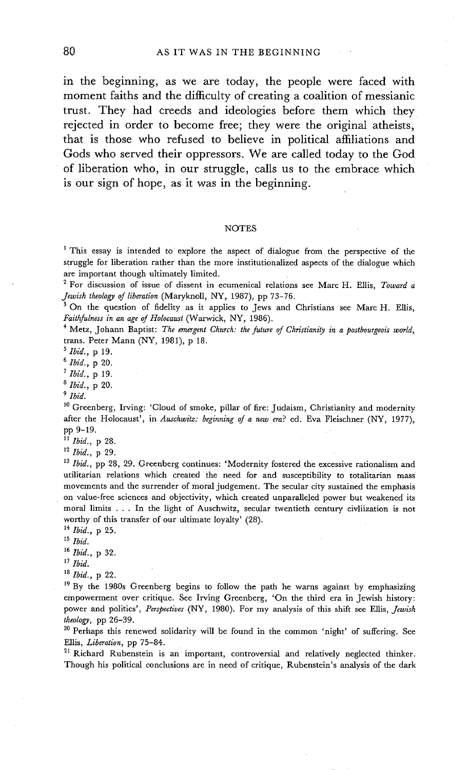in the beginning, as we are today, the people were faced with moment faiths and the difficulty of creating a coalition of messianic trust. They had creeds and ideologies before them which they rejected in order to become free; they were the original atheists, that is those who refused to believe in political affiliations and Gods who served their oppressors. We are called today to the God of liberation who, in our struggle, calls us to the embrace which is our sign of hope, as it was in the beginning.

## NOTES

[1] This essay is intended to explore the aspect of dialogue from the perspective of the struggle for liberation rather than the more institutionalized aspects of the dialogue which are important though ultimately limited.

[2] For discussion of issue of dissent in ecumenical relations see Marc H. Ellis, *Toward a Jewish theology of liberation* (Maryknoll, NY, 1987), pp 73–76.

[3] On the question of fidelity as it applies to Jews and Christians see Marc H. Ellis, *Faithfulness in an age of Holocaust* (Warwick, NY, 1986).

[4] Metz, Johann Baptist: *The emergent Church: the future of Christianity in a postbourgeois world*, trans. Peter Mann (NY, 1981), p 18.

[5] *Ibid.*, p 19.

[6] *Ibid.*, p 20.

[7] *Ibid.*, p 19.

[8] *Ibid.*, p 20.

[9] *Ibid.*

[10] Greenberg, Irving: 'Cloud of smoke, pillar of fire: Judaism, Christianity and modernity after the Holocaust', in *Auschwitz: beginning of a new era?* ed. Eva Fleischner (NY, 1977), pp 9–19.

[11] *Ibid.*, p 28.

[12] *Ibid.*, p 29.

[13] *Ibid.*, pp 28, 29. Greenberg continues: 'Modernity fostered the excessive rationalism and utilitarian relations which created the need for and susceptibility to totalitarian mass movements and the surrender of moral judgement. The secular city sustained the emphasis on value-free sciences and objectivity, which created unparalleled power but weakened its moral limits . . . In the light of Auschwitz, secular twentieth century civliization is not worthy of this transfer of our ultimate loyalty' (28).

[14] *Ibid.*, p 25.

[15] *Ibid.*

[16] *Ibid.*, p 32.

[17] *Ibid.*

[18] *Ibid.*, p 22.

[19] By the 1980s Greenberg begins to follow the path he warns against by emphasizing empowerment over critique. See Irving Greenberg, 'On the third era in Jewish history: power and politics', *Perspectives* (NY, 1980). For my analysis of this shift see Ellis, *Jewish theology*, pp 26–39.

[20] Perhaps this renewed solidarity will be found in the common 'night' of suffering. See Ellis, *Liberation*, pp 75–84.

[21] Richard Rubenstein is an important, controversial and relatively neglected thinker. Though his political conclusions are in need of critique, Rubenstein's analysis of the dark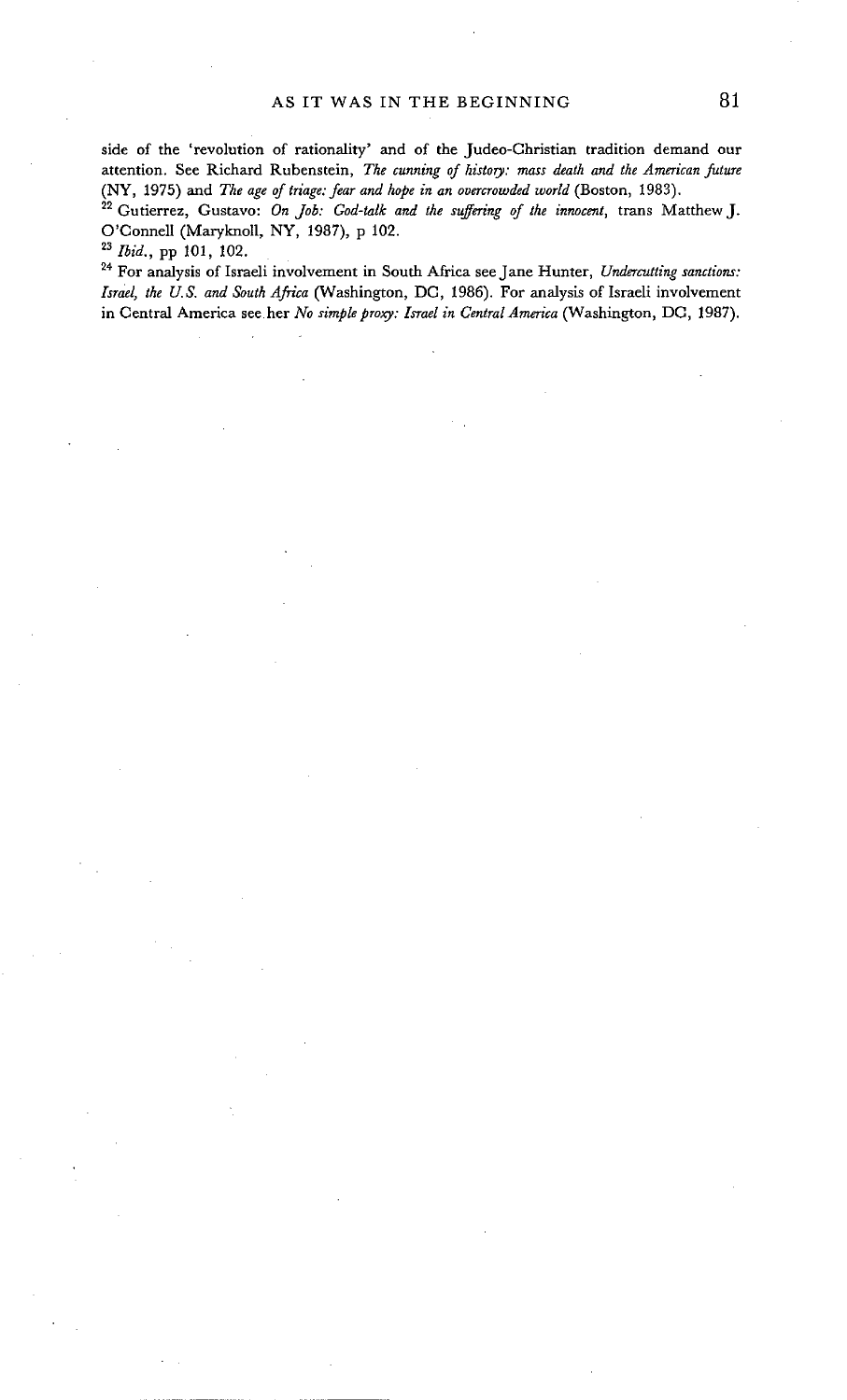side of the 'revolution of rationality' and of the Judeo-Christian tradition demand our attention. See Richard Rubenstein, *The cunning of history: mass death and the American future* (NY, 1975) and *The age of triage: fear and hope in an overcrowded world* (Boston, 1983).

[22] Gutierrez, Gustavo: *On Job: God-talk and the suffering of the innocent*, trans Matthew J. O'Connell (Maryknoll, NY, 1987), p 102.

[23] *Ibid.*, pp 101, 102.

[24] For analysis of Israeli involvement in South Africa see Jane Hunter, *Undercutting sanctions: Israel, the U.S. and South Africa* (Washington, DC, 1986). For analysis of Israeli involvement in Central America see her *No simple proxy: Israel in Central America* (Washington, DC, 1987).